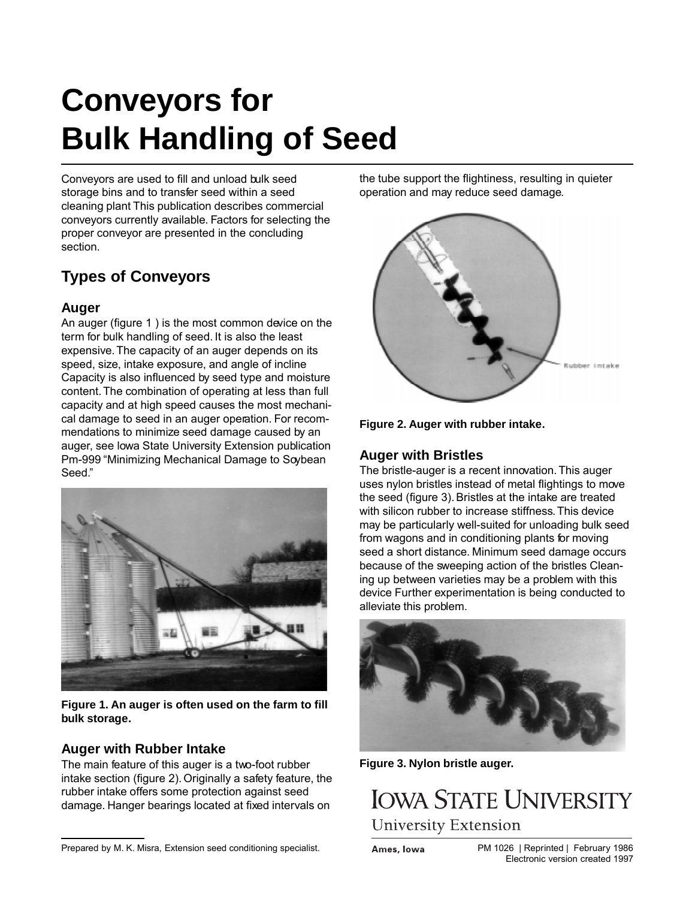# Conveyors for Bulk Handling of Seed

Conveyors are used to fill and unload bulk seed storage bins and to transfer seed within a seed cleaning plant This publication describes commercial conveyors currently available. Factors for selecting the proper conveyor are presented in the concluding section.

## Types of Conveyors

### Auger

An auger (figure 1 ) is the most common device on the term for bulk handling of seed. It is also the least expensive. The capacity of an auger depends on its speed, size, intake exposure, and angle of incline Capacity is also influenced by seed type and moisture content. The combination of operating at less than full capacity and at high speed causes the most mechanical damage to seed in an auger operation. For recommendations to minimize seed damage caused by an auger, see Iowa State University Extension publication Pm-999 "Minimizing Mechanical Damage to Soybean Seed."

**Figure 1. An auger is often used on the farm to fill bulk storage.**

### Auger with Rubber Intake

The main feature of this auger is a two-foot rubber intake section (figure 2). Originally a safety feature, the rubber intake offers some protection against seed damage. Hanger bearings located at fixed intervals on the tube support the flightiness, resulting in quieter operation and may reduce seed damage.

**Figure 2. Auger with rubber intake.**

### Auger with Bristles

The bristle-auger is a recent innovation. This auger uses nylon bristles instead of metal flightings to move the seed (figure 3). Bristles at the intake are treated with silicon rubber to increase stiffness. This device may be particularly well-suited for unloading bulk seed from wagons and in conditioning plants for moving seed a short distance. Minimum seed damage occurs because of the sweeping action of the bristles Cleaning up between varieties may be a problem with this device Further experimentation is being conducted to alleviate this problem.

**Figure 3. Nylon bristle auger.**

Prepared by M. K. Misra, Extension seed conditioning specialist.

IOWA STATE UNIVERSITY
University Extension

Ames, Iowa

PM 1026 | Reprinted | February 1986
Electronic version created 1997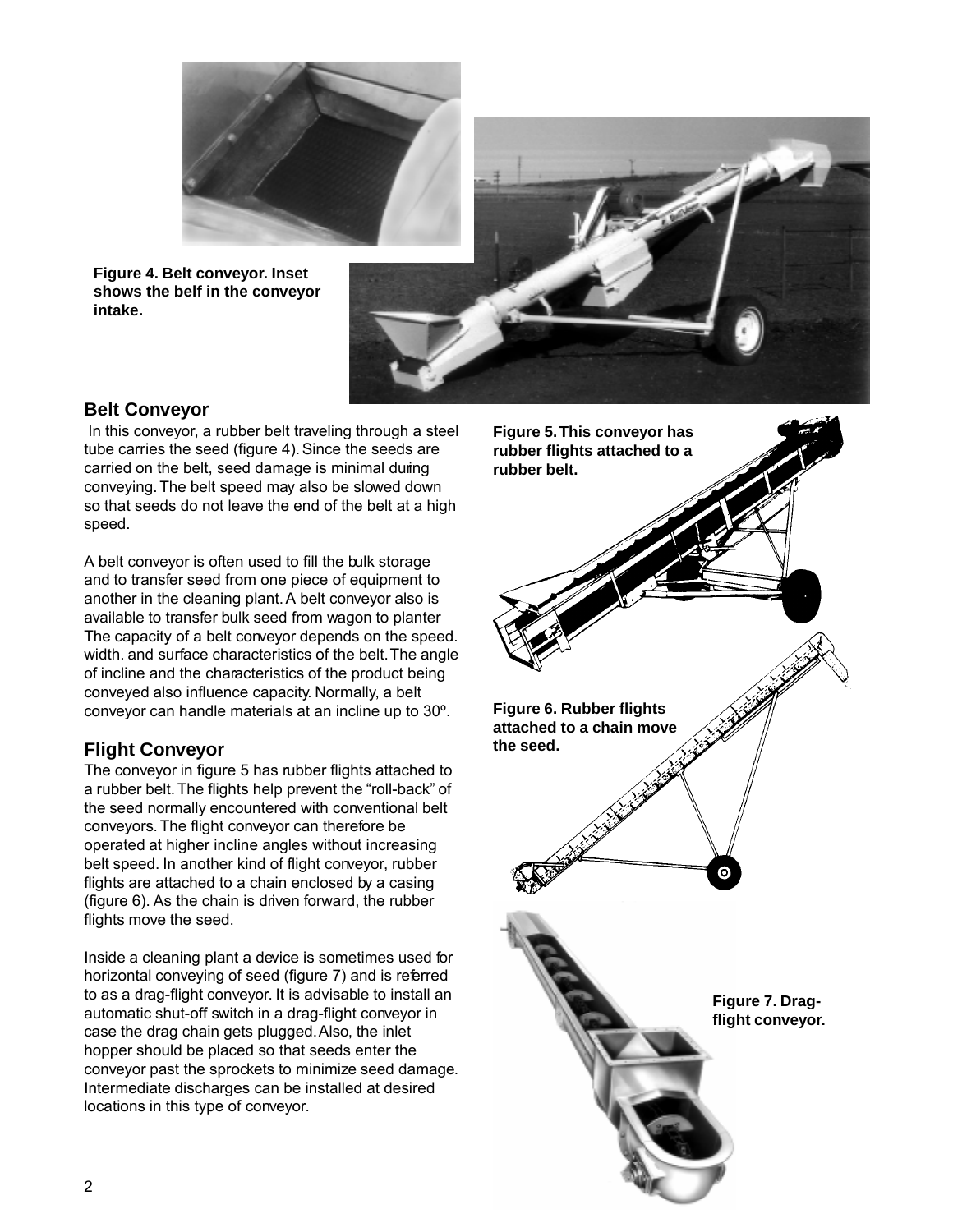Figure 4. Belt conveyor. Inset shows the belf in the conveyor intake.

## Belt Conveyor

In this conveyor, a rubber belt traveling through a steel tube carries the seed (figure 4). Since the seeds are carried on the belt, seed damage is minimal during conveying. The belt speed may also be slowed down so that seeds do not leave the end of the belt at a high speed.

A belt conveyor is often used to fill the bulk storage and to transfer seed from one piece of equipment to another in the cleaning plant. A belt conveyor also is available to transfer bulk seed from wagon to planter The capacity of a belt conveyor depends on the speed. width. and surface characteristics of the belt. The angle of incline and the characteristics of the product being conveyed also influence capacity. Normally, a belt conveyor can handle materials at an incline up to 30º.

## Flight Conveyor

The conveyor in figure 5 has rubber flights attached to a rubber belt. The flights help prevent the "roll-back" of the seed normally encountered with conventional belt conveyors. The flight conveyor can therefore be operated at higher incline angles without increasing belt speed. In another kind of flight conveyor, rubber flights are attached to a chain enclosed by a casing (figure 6). As the chain is driven forward, the rubber flights move the seed.

Inside a cleaning plant a device is sometimes used for horizontal conveying of seed (figure 7) and is referred to as a drag-flight conveyor. It is advisable to install an automatic shut-off switch in a drag-flight conveyor in case the drag chain gets plugged. Also, the inlet hopper should be placed so that seeds enter the conveyor past the sprockets to minimize seed damage. Intermediate discharges can be installed at desired locations in this type of conveyor.

Figure 5. This conveyor has rubber flights attached to a rubber belt.

Figure 6. Rubber flights attached to a chain move the seed.

Figure 7. Drag-flight conveyor.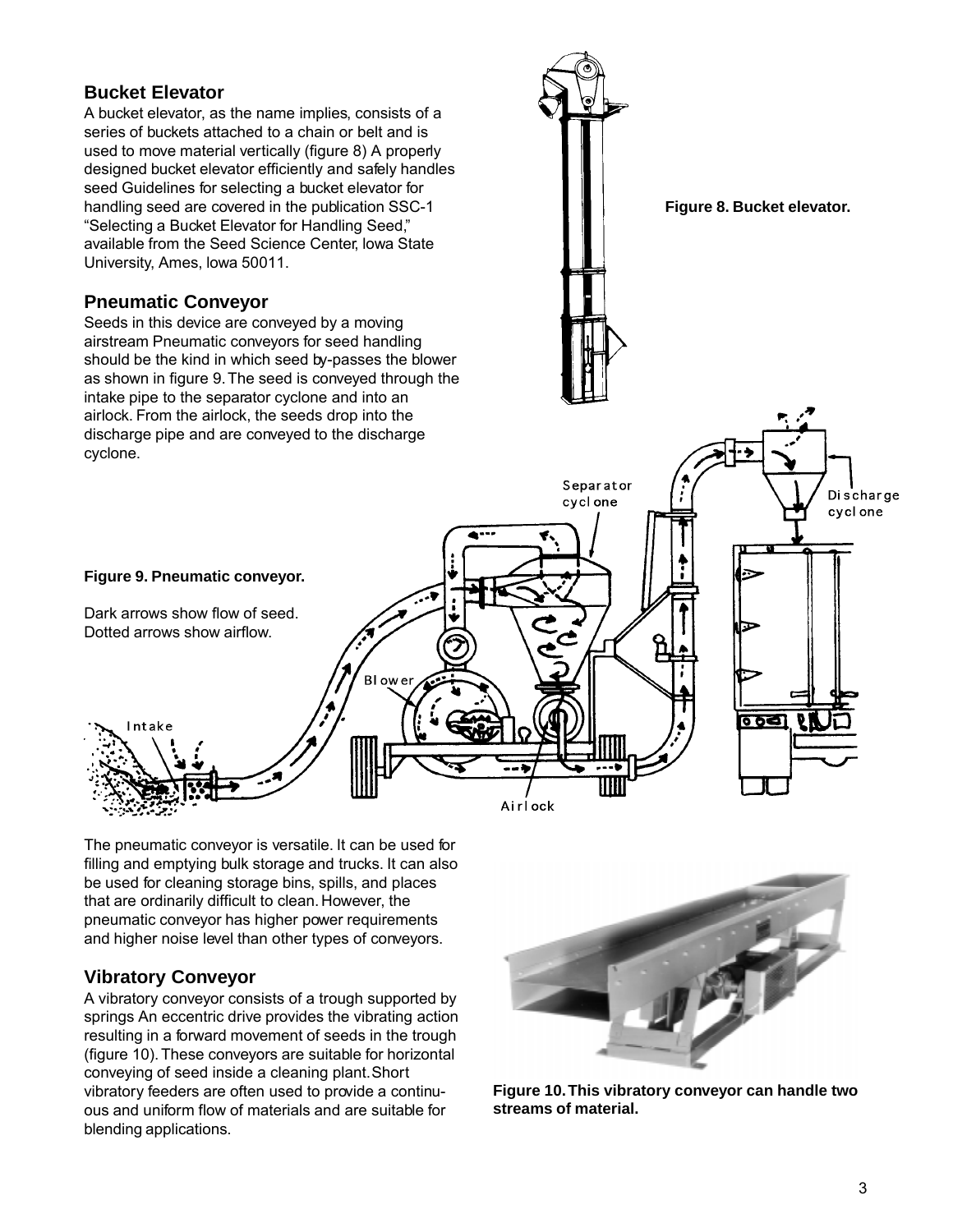## Bucket Elevator

A bucket elevator, as the name implies, consists of a series of buckets attached to a chain or belt and is used to move material vertically (figure 8) A properly designed bucket elevator efficiently and safely handles seed Guidelines for selecting a bucket elevator for handling seed are covered in the publication SSC-1 “Selecting a Bucket Elevator for Handling Seed,” available from the Seed Science Center, Iowa State University, Ames, Iowa 50011.

**Figure 8. Bucket elevator.**

## Pneumatic Conveyor

Seeds in this device are conveyed by a moving airstream Pneumatic conveyors for seed handling should be the kind in which seed by-passes the blower as shown in figure 9. The seed is conveyed through the intake pipe to the separator cyclone and into an airlock. From the airlock, the seeds drop into the discharge pipe and are conveyed to the discharge cyclone.

**Figure 9. Pneumatic conveyor.**

Dark arrows show flow of seed.
Dotted arrows show airflow.

The pneumatic conveyor is versatile. It can be used for filling and emptying bulk storage and trucks. It can also be used for cleaning storage bins, spills, and places that are ordinarily difficult to clean. However, the pneumatic conveyor has higher power requirements and higher noise level than other types of conveyors.

## Vibratory Conveyor

A vibratory conveyor consists of a trough supported by springs An eccentric drive provides the vibrating action resulting in a forward movement of seeds in the trough (figure 10). These conveyors are suitable for horizontal conveying of seed inside a cleaning plant. Short vibratory feeders are often used to provide a continuous and uniform flow of materials and are suitable for blending applications.

**Figure 10. This vibratory conveyor can handle two streams of material.**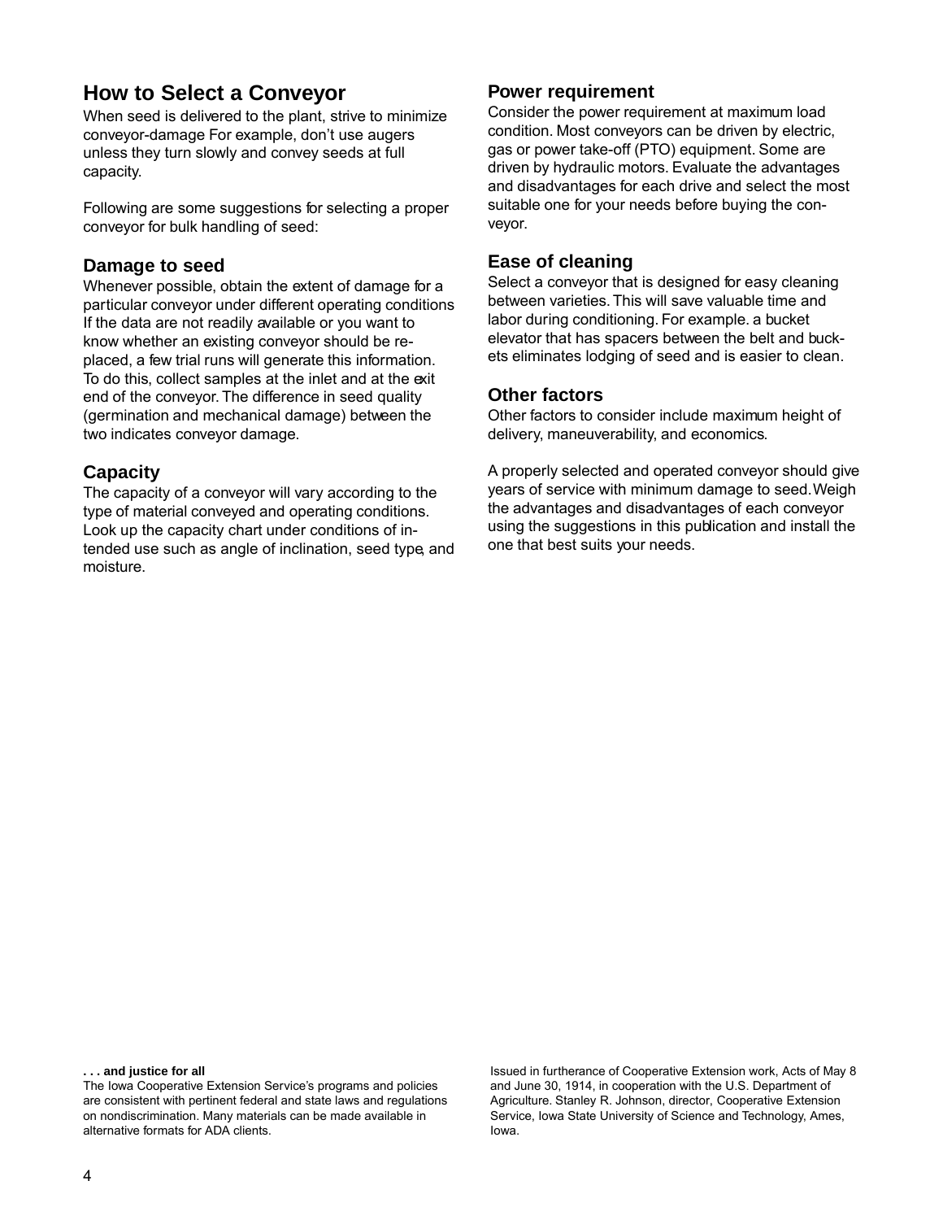# How to Select a Conveyor

When seed is delivered to the plant, strive to minimize conveyor-damage For example, don't use augers unless they turn slowly and convey seeds at full capacity.

Following are some suggestions for selecting a proper conveyor for bulk handling of seed:

## Damage to seed

Whenever possible, obtain the extent of damage for a particular conveyor under different operating conditions If the data are not readily available or you want to know whether an existing conveyor should be replaced, a few trial runs will generate this information. To do this, collect samples at the inlet and at the exit end of the conveyor. The difference in seed quality (germination and mechanical damage) between the two indicates conveyor damage.

## Capacity

The capacity of a conveyor will vary according to the type of material conveyed and operating conditions. Look up the capacity chart under conditions of intended use such as angle of inclination, seed type, and moisture.

## Power requirement

Consider the power requirement at maximum load condition. Most conveyors can be driven by electric, gas or power take-off (PTO) equipment. Some are driven by hydraulic motors. Evaluate the advantages and disadvantages for each drive and select the most suitable one for your needs before buying the conveyor.

## Ease of cleaning

Select a conveyor that is designed for easy cleaning between varieties. This will save valuable time and labor during conditioning. For example. a bucket elevator that has spacers between the belt and buckets eliminates lodging of seed and is easier to clean.

## Other factors

Other factors to consider include maximum height of delivery, maneuverability, and economics.

A properly selected and operated conveyor should give years of service with minimum damage to seed. Weigh the advantages and disadvantages of each conveyor using the suggestions in this publication and install the one that best suits your needs.

**. . . and justice for all**
The Iowa Cooperative Extension Service's programs and policies are consistent with pertinent federal and state laws and regulations on nondiscrimination. Many materials can be made available in alternative formats for ADA clients.

Issued in furtherance of Cooperative Extension work, Acts of May 8 and June 30, 1914, in cooperation with the U.S. Department of Agriculture. Stanley R. Johnson, director, Cooperative Extension Service, Iowa State University of Science and Technology, Ames, Iowa.